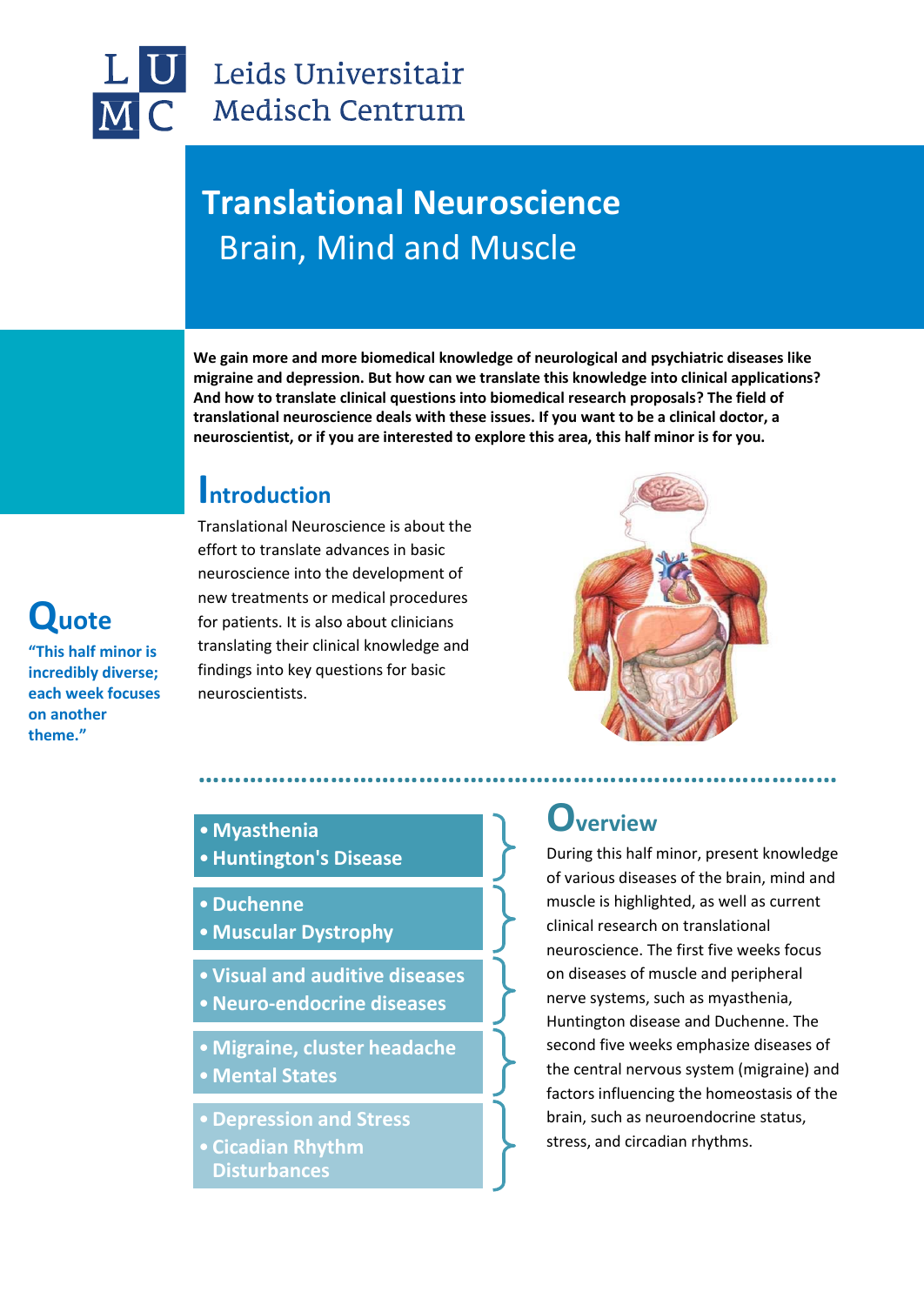Leids Universitair Medisch Centrum

# Translational Neuroscience

## Brain, Mind and Muscle

**We gain more and more biomedical knowledge of neurological and psychiatric diseases like migraine and depression. But how can we translate this knowledge into clinical applications? And how to translate clinical questions into biomedical research proposals? The field of translational neuroscience deals with these issues. If you want to be a clinical doctor, a neuroscientist, or if you are interested to explore this area, this half minor is for you.**

## Introduction

Translational Neuroscience is about the effort to translate advances in basic neuroscience into the development of new treatments or medical procedures for patients. It is also about clinicians translating their clinical knowledge and findings into key questions for basic neuroscientists.

## Quote

**"This half minor is incredibly diverse; each week focuses on another theme."**

- **Myasthenia**
- **Huntington's Disease**

- **Duchenne**
- **Muscular Dystrophy**

- **Visual and auditive diseases**
- **Neuro-endocrine diseases**

- **Migraine, cluster headache**
- **Mental States**

- **Depression and Stress**
- **Cicadian Rhythm Disturbances**

## Overview

During this half minor, present knowledge of various diseases of the brain, mind and muscle is highlighted, as well as current clinical research on translational neuroscience. The first five weeks focus on diseases of muscle and peripheral nerve systems, such as myasthenia, Huntington disease and Duchenne. The second five weeks emphasize diseases of the central nervous system (migraine) and factors influencing the homeostasis of the brain, such as neuroendocrine status, stress, and circadian rhythms.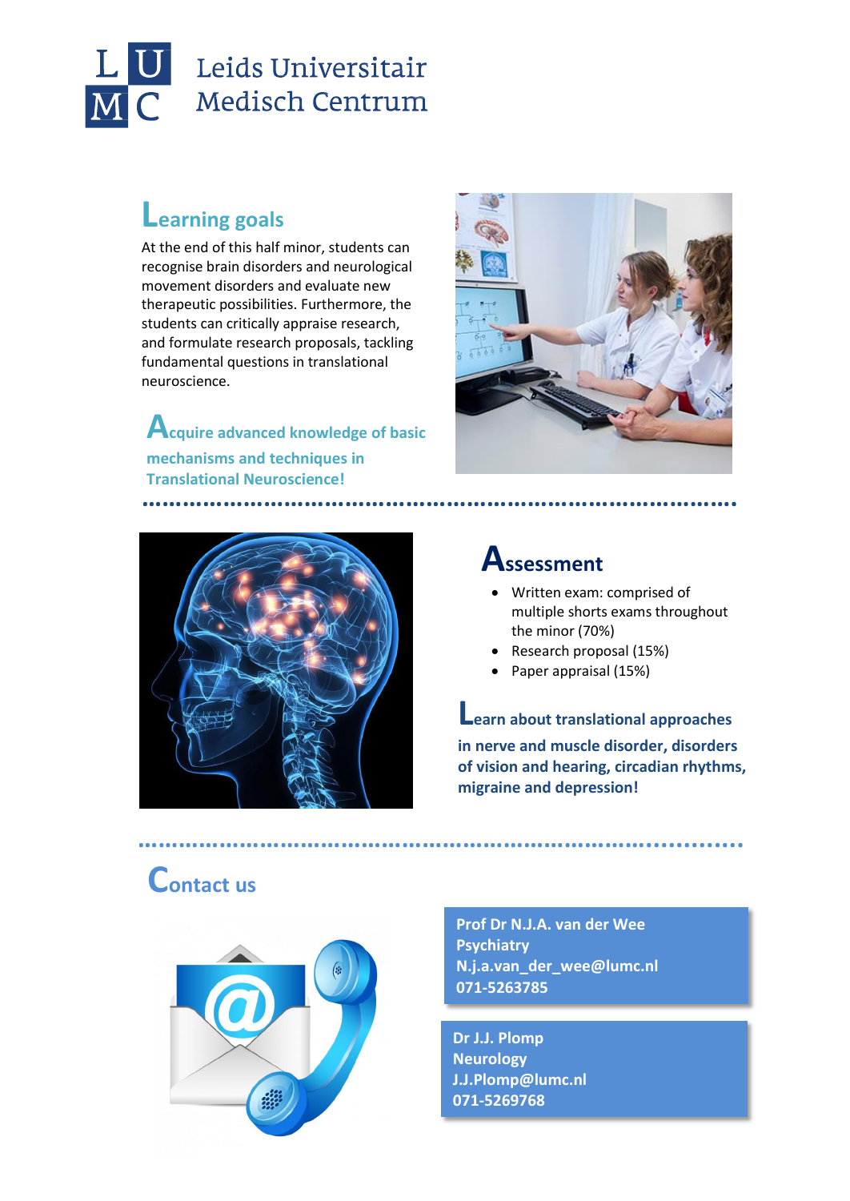Leids Universitair Medisch Centrum

## Learning goals

At the end of this half minor, students can recognise brain disorders and neurological movement disorders and evaluate new therapeutic possibilities. Furthermore, the students can critically appraise research, and formulate research proposals, tackling fundamental questions in translational neuroscience.

**Acquire advanced knowledge of basic mechanisms and techniques in Translational Neuroscience!**

## Assessment

- Written exam: comprised of multiple shorts exams throughout the minor (70%)
- Research proposal (15%)
- Paper appraisal (15%)

**Learn about translational approaches in nerve and muscle disorder, disorders of vision and hearing, circadian rhythms, migraine and depression!**

## Contact us

**Prof Dr N.J.A. van der Wee**
**Psychiatry**
**N.j.a.van_der_wee@lumc.nl**
**071-5263785**

**Dr J.J. Plomp**
**Neurology**
**J.J.Plomp@lumc.nl**
**071-5269768**